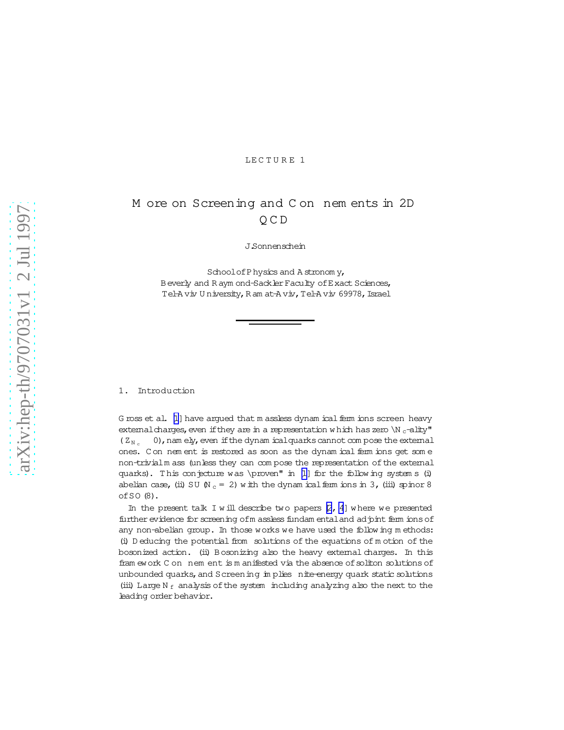LECTURE 1

# More on Screening and Confinements in 2D QCD

J.Sonnenschein

School of Physics and Astronomy,
Beverly and Raymond-Sackler Faculty of Exact Sciences,
Tel-Aviv University, Ramat-Aviv, Tel-Aviv 69978, Israel

## 1. Introduction

Gross et al. [1] have argued that massless dynamical fermions screen heavy external charges, even if they are in a representation which has zero "$N_c$-ality" ($Z_{N_c} \neq 0$), namely, even if the dynamical quarks cannot compose the external ones. Confinement is restored as soon as the dynamical fermions get some non-trivial mass (unless they can compose the representation of the external quarks). This conjecture was "proven" in [1] for the following systems (i) abelian case, (ii) $SU(N_c = 2)$ with the dynamical fermions in 3, (iii) spinor 8 of $SO(8)$.

In the present talk I will describe two papers [2, 4] where we presented further evidence for screening of massless fundamental and adjoint fermions of any non-abelian group. In those works we have used the following methods: (i) Deducing the potential from solutions of the equations of motion of the bosonized action. (ii) Bosonizing also the heavy external charges. In this framework Confinement is manifested via the absence of soliton solutions of unbounded quarks, and Screening implies finite-energy quark static solutions (iii) Large $N_f$ analysis of the system including analyzing also the next to the leading order behavior.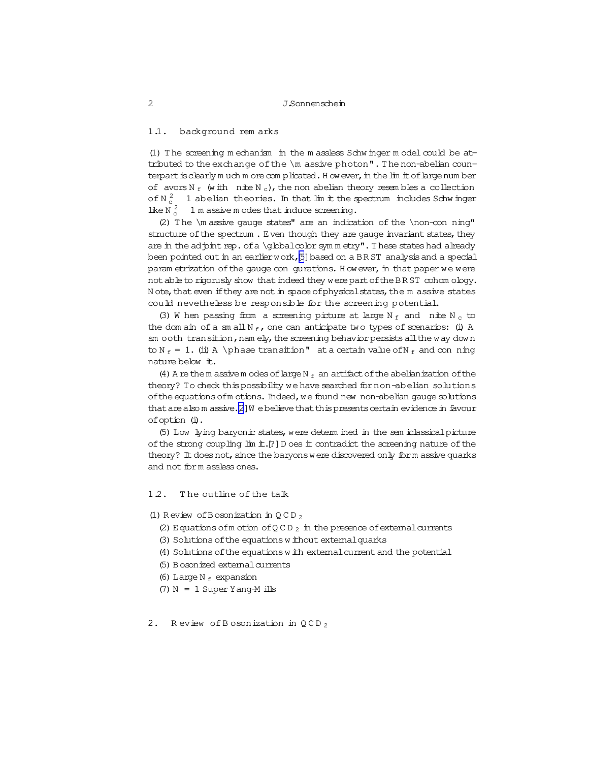### 1.1. background remarks

(1) The screening mechanism in the massless Schwinger model could be attributed to the exchange of the "massive photon". The non-abelian counterpart is clearly much more complicated. However, in the limit of large number of flavors $N_f$ (with finite $N_c$), the non abelian theory resembles a collection of $N_c^2 - 1$ abelian theories. In that limit the spectrum includes Schwinger like $N_c^2 - 1$ massive modes that induce screening.

(2) The "massive gauge states" are an indication of the "non-confining" structure of the spectrum. Even though they are gauge invariant states, they are in the adjoint rep. of a "global color symmetry". These states had already been pointed out in an earlier work,[5] based on a BRST analysis and a special parametrization of the gauge configurations. However, in that paper we were not able to rigorusly show that indeed they were part of the BRST cohomology. Note, that even if they are not in space of physical states, the massive states could nevetheless be responsible for the screening potential.

(3) When passing from a screening picture at large $N_f$ and finite $N_c$ to the domain of a small $N_f$, one can anticipate two types of scenarios: (i) A smooth transition, namely, the screening behavior persists all the way down to $N_f = 1$. (ii) A "phase transition" at a certain value of $N_f$ and confining nature below it.

(4) Are the massive modes of large $N_f$ an artifact of the abelianization of the theory? To check this possibility we have searched for non-abelian solutions of the equations of motions. Indeed, we found new non-abelian gauge solutions that are also massive.[2] We believe that this presents certain evidence in favour of option (i).

(5) Low lying baryonic states, were determined in the semiclassical picture of the strong coupling limit.[?] Does it contradict the screening nature of the theory? It does not, since the baryons were discovered only for massive quarks and not for massless ones.

### 1.2. The outline of the talk

(1) Review of Bosonization in $QCD_2$

(2) Equations of motion of $QCD_2$ in the presence of external currents

(3) Solutions of the equations without external quarks

(4) Solutions of the equations with external current and the potential

(5) Bosonized external currents

(6) Large $N_f$ expansion

(7) $N = 1$ Super Yang-Mills

## 2. Review of Bosonization in $QCD_2$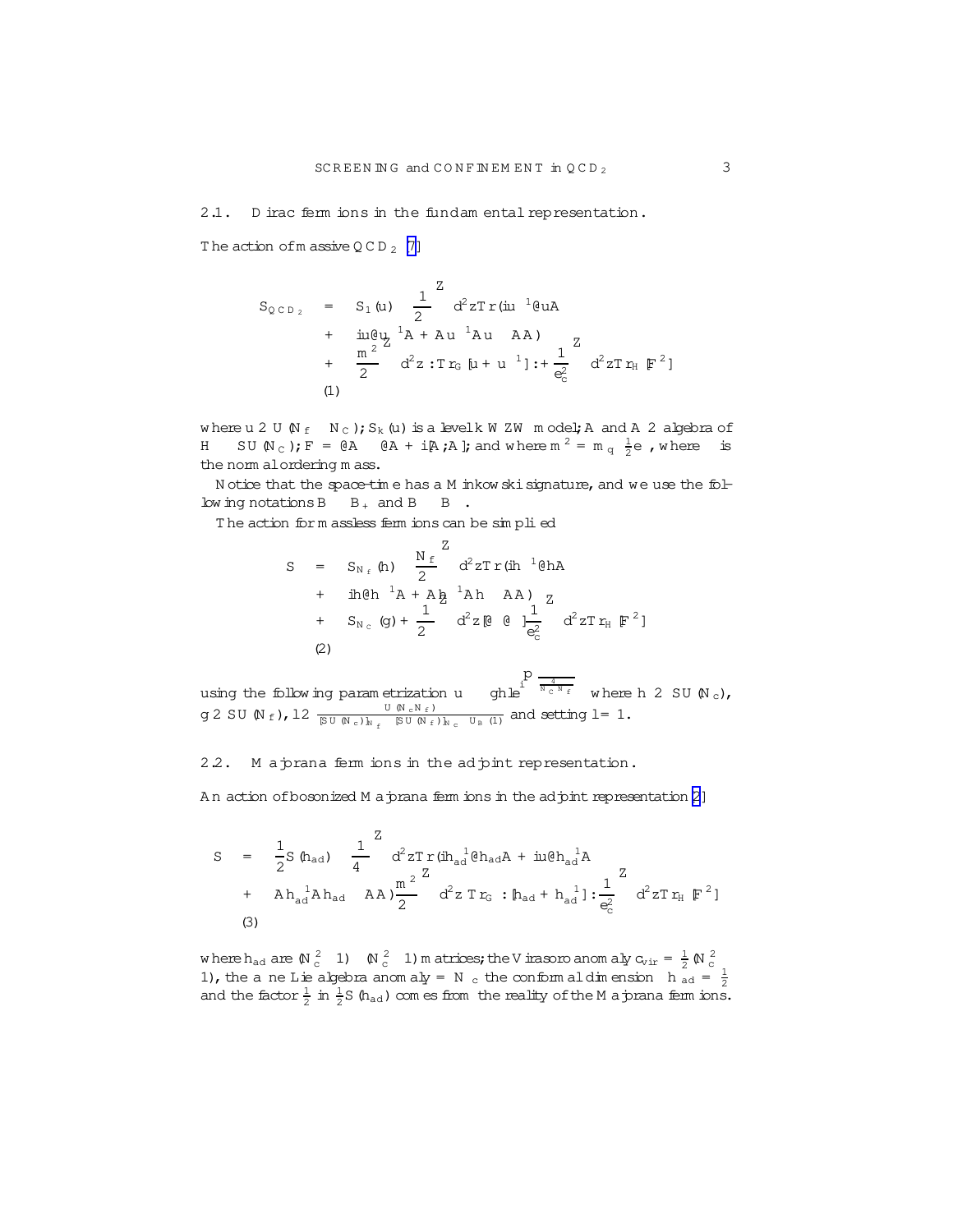### 2.1. Dirac fermions in the fundamental representation.

The action of massive $QCD_2$ [7]

$$
\begin{aligned}
S_{QCD_2} &= S_1(u) - \frac{1}{2}\int d^2z\, Tr(iu^{-1}\partial u A \\
&+ iu\partial_+ u^{-1} A + Au^{-1}Au - AA) \\
&+ \frac{m^2}{2}\int d^2z : Tr_G [u + u^{-1}] : + \frac{1}{e_c^2}\int d^2z\, Tr_H [F^2]
\end{aligned}
\tag{1}
$$

where $u \in U(N_f \times N_c)$; $S_k(u)$ is a level $k$ WZW model; $A$ and $A$ $\in$ algebra of $H \equiv SU(N_c)$; $F = \partial A - \partial A + i[A, A]$; and where $m^2 = m_q \frac{1}{2} e^{\gamma}$, where $\gamma$ is the normal ordering mass.

Notice that the space-time has a Minkowski signature, and we use the following notations $B \equiv B_+$ and $B \equiv B_-$.

The action for massless fermions can be simplified

$$
\begin{aligned}
S &= S_{N_f}(h) - \frac{N_f}{2}\int d^2z\, Tr(ih^{-1}\partial h A \\
&+ ih\partial h^{-1} A + Ah^{-1}Ah - AA) \\
&+ S_{N_c}(g) + \frac{1}{2}\int d^2z [\partial\phi\,\partial\phi] - \frac{1}{e_c^2}\int d^2z\, Tr_H [F^2]
\end{aligned}
\tag{2}
$$

using the following parametrization $u \equiv g h l e^{i\sqrt{\frac{4\pi}{N_c N_f}}\phi}$ where $h \in SU(N_c)$, $g \in SU(N_f)$, $l \in \frac{U(N_c N_f)}{[SU(N_c)]_{N_f} \times [SU(N_f)]_{N_c} \times U_B(1)}$ and setting $l = 1$.

### 2.2. Majorana fermions in the adjoint representation.

An action of bosonized Majorana fermions in the adjoint representation [2]

$$
\begin{aligned}
S &= \frac{1}{2}S(h_{ad}) - \frac{1}{4}\int d^2z\, Tr(ih_{ad}^{-1}\partial h_{ad} A + iu\partial h_{ad}^{-1} A \\
&+ Ah_{ad}^{-1}Ah_{ad} - AA)\frac{m^2}{2}\int d^2z\, Tr_G : [h_{ad} + h_{ad}^{-1}] : \frac{1}{e_c^2}\int d^2z\, Tr_H [F^2]
\end{aligned}
\tag{3}
$$

where $h_{ad}$ are $(N_c^2 - 1) \times (N_c^2 - 1)$ matrices; the Virasoro anomaly $c_{vir} = \frac{1}{2}(N_c^2 - 1)$, the affine Lie algebra anomaly $= N_c$ the conformal dimension $\Delta h_{ad} = \frac{1}{2}$ and the factor $\frac{1}{2}$ in $\frac{1}{2}S(h_{ad})$ comes from the reality of the Majorana fermions.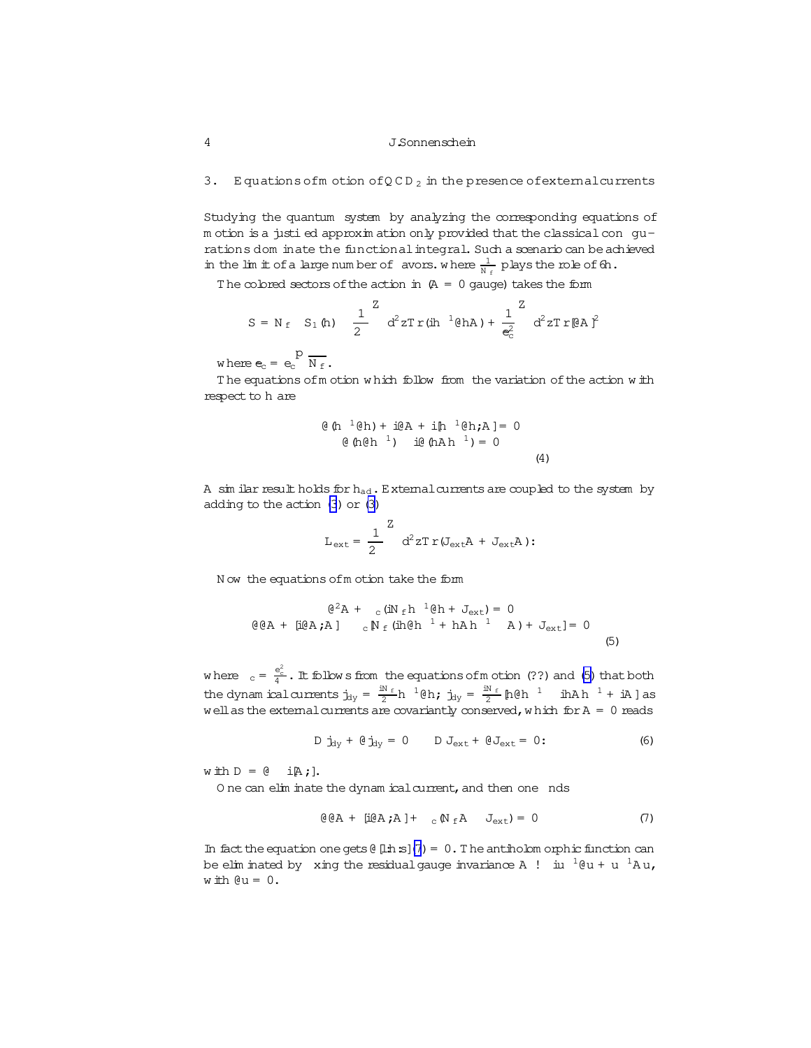## 3. Equations of motion of QCD$_2$ in the presence of external currents

Studying the quantum system by analyzing the corresponding equations of motion is a justified approximation only provided that the classical configurations dominate the functional integral. Such a scenario can be achieved in the limit of a large number of flavors, where $\frac{1}{N_f}$ plays the role of $\hbar$.

The colored sectors of the action in ($\bar{A} = 0$ gauge) takes the form

$$S = N_f \left[ S_1(h) - \frac{1}{2}\int d^2z\, Tr(ih^{-1}\partial h A) + \frac{1}{\tilde{e}_c^2}\int d^2z\, Tr[\bar{\partial} A]^2 \right]$$

where $\tilde{e}_c = e_c\sqrt{N_f}$.

The equations of motion which follow from the variation of the action with respect to $h$ are

$$\begin{aligned} \bar{\partial}(h^{-1}\partial h) + i\bar{\partial}A + i[h^{-1}\partial h; A] = 0 \\ \partial(h\bar{\partial}h^{-1}) - i\partial(hAh^{-1}) = 0 \end{aligned} \tag{4}$$

A similar result holds for $h_{ad}$. External currents are coupled to the system by adding to the action (3) or (3)

$$L_{ext} = \frac{1}{2}\int d^2z\, Tr(J_{ext}\bar{A} + \bar{J}_{ext}A):$$

Now the equations of motion take the form

$$\begin{aligned} \bar{\partial}^2 A + \kappa_c(iN_f h^{-1}\partial h + J_{ext}) = 0 \\ \partial\bar{\partial}A + [i\bar{\partial}A; A] - \kappa_c[N_f(ih\bar{\partial}h^{-1} + hAh^{-1} - A) + \bar{J}_{ext}] = 0 \end{aligned} \tag{5}$$

where $\kappa_c = \frac{e_c^2}{4}$. It follows from the equations of motion (??) and (5) that both the dynamical currents $j_{dy} = \frac{iN_f}{2}h^{-1}\partial h$; $\bar{j}_{dy} = \frac{iN_f}{2}[h\bar{\partial}h^{-1} - ihAh^{-1} + iA]$ as well as the external currents are covariantly conserved, which for $\bar{A} = 0$ reads

$$\bar{D}j_{dy} + \partial\bar{j}_{dy} = 0 \qquad \bar{D}J_{ext} + \partial\bar{J}_{ext} = 0: \tag{6}$$

with $D = \partial - i[A;]$.

One can eliminate the dynamical current, and then one finds

$$\partial\bar{\partial}A + [i\bar{\partial}A; A] + \kappa_c(N_f A - \bar{J}_{ext}) = 0 \tag{7}$$

In fact the equation one gets $\bar{\partial}$[l.h.s](7) $= 0$. The antiholomorphic function can be eliminated by fixing the residual gauge invariance $A \to iu^{-1}\partial u + u^{-1}Au$, with $\bar{\partial}u = 0$.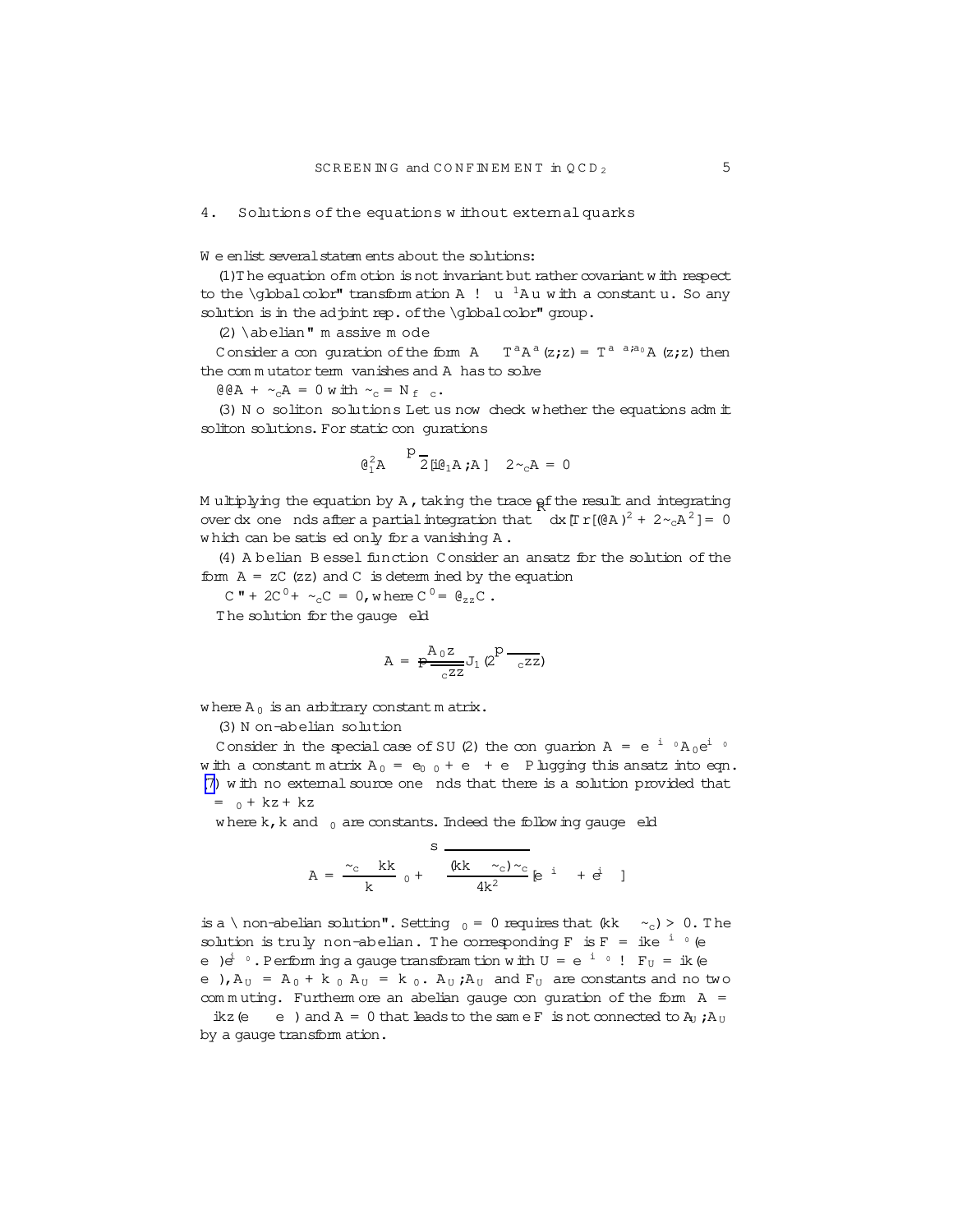## 4. Solutions of the equations without external quarks

We enlist several statements about the solutions:

(1) The equation of motion is not invariant but rather covariant with respect to the "global color" transformation $A \to u^{-1} A u$ with a constant $u$. So any solution is in the adjoint rep. of the "global color" group.

(2) "abelian" massive mode

Consider a configuration of the form $A \equiv T^a A^a(z;\bar z) = T^a \delta^{a;a_0} A(z;\bar z)$ then the commutator term vanishes and $A$ has to solve

$\partial\bar\partial A + \tilde\mu_c A = 0$ with $\tilde\mu_c = N_f \mu_c$.

(3) No soliton solutions Let us now check whether the equations admit soliton solutions. For static configurations

$$\partial_1^2 A - \sqrt{2}[i\partial_1 A; A] - 2\tilde\mu_c A = 0$$

Multiplying the equation by $A$, taking the trace of the result and integrating over $dx$ one finds after a partial integration that $\int dx [Tr[(\partial A)^2 + 2\tilde\mu_c A^2] = 0$ which can be satisfied only for a vanishing $A$.

(4) Abelian Bessel function Consider an ansatz for the solution of the form $A = zC(z\bar z)$ and $C$ is determined by the equation

$C'' + 2C' + \tilde\mu_c C = 0$, where $C' = \partial_{z\bar z} C$.

The solution for the gauge field

$$A = \frac{A_0 z}{\sqrt{\tilde\mu_c z\bar z}} J_1(2\sqrt{\tilde\mu_c z\bar z})$$

where $A_0$ is an arbitrary constant matrix.

(3) Non-abelian solution

Consider in the special case of $SU(2)$ the configuarion $A = e^{-i\phi\sigma_0} A_0 e^{i\phi\sigma_0}$ with a constant matrix $A_0 = e_0\sigma_0 + e_-\sigma_+ + e_+\sigma_-$ Plugging this ansatz into eqn. (7) with no external source one finds that there is a solution provided that $\phi = \phi_0 + kz + \bar k\bar z$

where $k, \bar k$ and $\phi_0$ are constants. Indeed the following gauge field

$$A = \frac{\tilde\mu_c - k\bar k}{\bar k}\sigma_0 + \sqrt{\frac{(k\bar k - \tilde\mu_c)\tilde\mu_c}{4\bar k^2}}[e^{-i\phi}\sigma_+ + e^{i\phi}\sigma_-]$$

is a "non-abelian solution". Setting $\phi_0 = 0$ requires that $(k\bar k - \tilde\mu_c) > 0$. The solution is truly non-abelian. The corresponding $F$ is $F = ike^{-i\phi\sigma_0}(e_-\sigma_+ - e_+\sigma_-)e^{i\phi\sigma_0}$. Performing a gauge transforamtion with $U = e^{-i\phi\sigma_0} \to F_U = ik(e_-\sigma_+ - e_+\sigma_-)$, $A_U = A_0 + k\sigma_0$ $\bar A_U = \bar k\sigma_0$. $A_U; \bar A_U$ and $F_U$ are constants and no two commuting. Furthermore an abelian gauge configuration of the form $A = ikz(e_-\sigma_+ - e_+\sigma_-)$ and $\bar A = 0$ that leads to the same $F$ is not connected to $A_U; \bar A_U$ by a gauge transformation.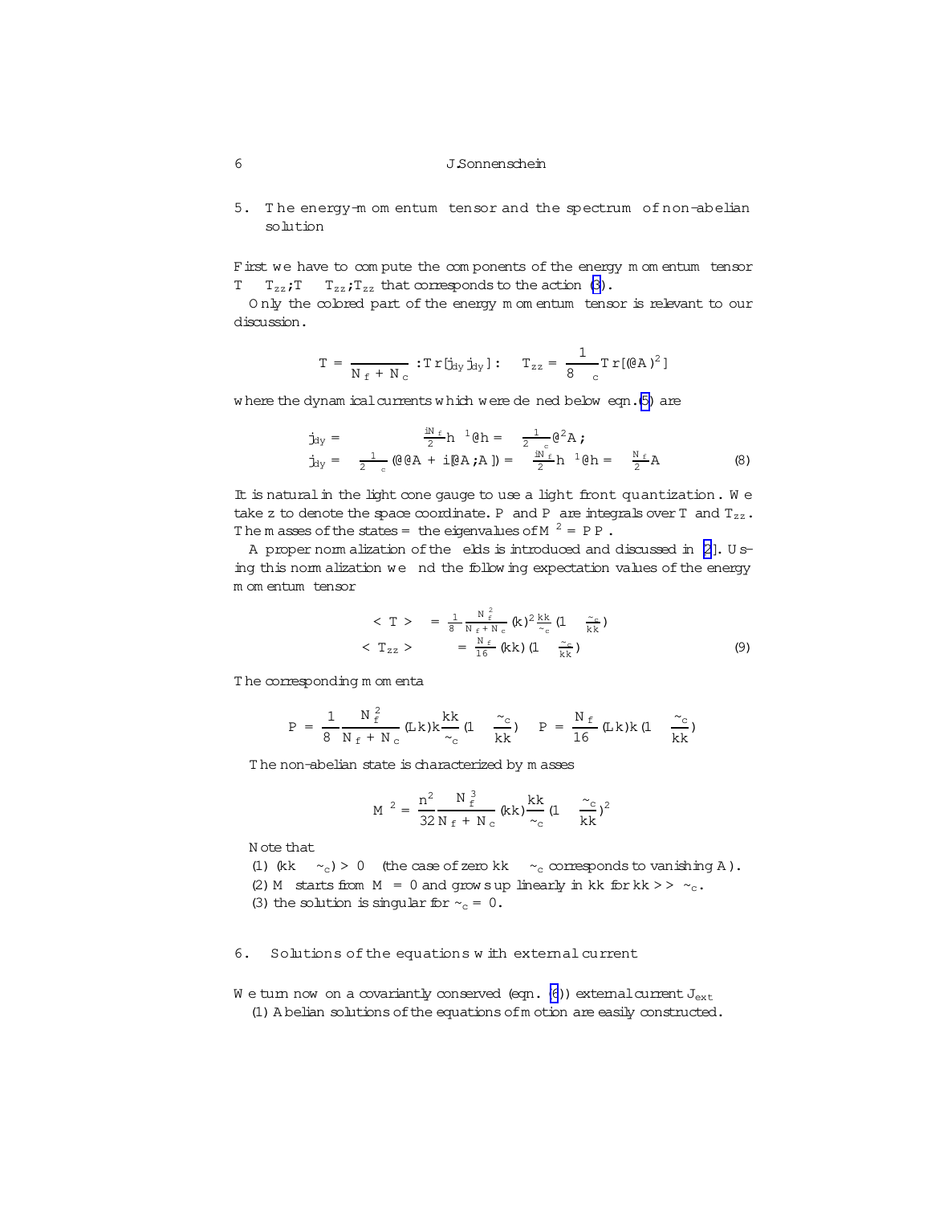## 5. The energy-momentum tensor and the spectrum of non-abelian solution

First we have to compute the components of the energy momentum tensor $T \equiv T_{zz}; T \equiv T_{zz}; T_{zz}$ that corresponds to the action (3).

Only the colored part of the energy momentum tensor is relevant to our discussion.

$$T = \frac{}{N_f + N_c} :Tr[j_{dy} j_{dy}]: \quad T_{zz} = \frac{1}{8 \quad c} Tr[(@A)^2]$$

where the dynamical currents which were defined below eqn.(5) are

$$\begin{aligned} j_{dy} &= \quad \frac{iN_f}{2} h^{\ 1} @h = \quad \frac{1}{2 \ _c} @^2 A; \\ j_{dy} &= \quad \frac{1}{2 \ _c}(@@A + i[@A;A]) = \quad \frac{iN_f}{2} h^{\ 1} @h = \quad \frac{N_f}{2} A \end{aligned} \tag{8}$$

It is natural in the light cone gauge to use a light front quantization. We take z to denote the space coordinate. P and P are integrals over T and $T_{zz}$. The masses of the states = the eigenvalues of $M^2 = PP$.

A proper normalization of the fields is introduced and discussed in [2]. Using this normalization we find the following expectation values of the energy momentum tensor

$$\begin{aligned} < T > \quad &= \frac{1}{8} \frac{N_f^2}{N_f + N_c} (k)^2 \frac{kk}{\tilde{\ }_c} (1 \quad \frac{\tilde{\ }_c}{kk}) \\ < T_{zz} > \quad &= \frac{N_f}{16} (kk)(1 \quad \frac{\tilde{\ }_c}{kk}) \end{aligned} \tag{9}$$

The corresponding momenta

$$P = \frac{1}{8} \frac{N_f^2}{N_f + N_c} (Lk) k \frac{kk}{\tilde{\ }_c} (1 \quad \frac{\tilde{\ }_c}{kk}) \quad P = \frac{N_f}{16} (Lk) k (1 \quad \frac{\tilde{\ }_c}{kk})$$

The non-abelian state is characterized by masses

$$M^2 = \frac{n^2}{32} \frac{N_f^3}{N_f + N_c} (kk) \frac{kk}{\tilde{\ }_c} (1 \quad \frac{\tilde{\ }_c}{kk})^2$$

Note that

(1) $(kk \quad \tilde{\ }_c) > 0$ (the case of zero $kk \quad \tilde{\ }_c$ corresponds to vanishing A).

(2) M starts from $M = 0$ and grows up linearly in kk for $kk >> \tilde{\ }_c$.

(3) the solution is singular for $\tilde{\ }_c = 0$.

## 6. Solutions of the equations with external current

We turn now on a covariantly conserved (eqn. (6)) external current $J_{ext}$

(1) Abelian solutions of the equations of motion are easily constructed.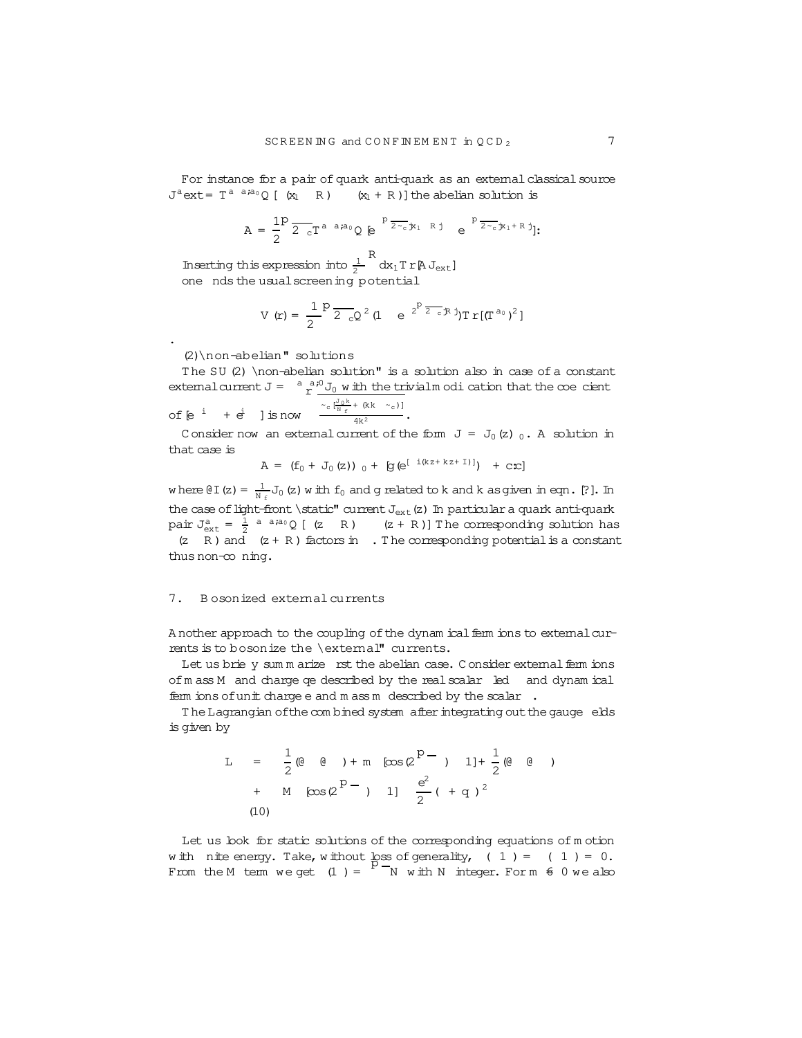For instance for a pair of quark anti-quark as an external classical source $J^a ext = T^a \delta^{a,a_0} Q[\delta(x_1 - R) - \delta(x_1 + R)]$ the abelian solution is

$$A = \frac{1}{2}\sqrt{2\tilde{\kappa}_c}\, T^a \delta^{a,a_0} Q\, [e^{-\sqrt{2\tilde{\kappa}_c}|x_1 - R|} - e^{-\sqrt{2\tilde{\kappa}_c}|x_1 + R|}].$$

Inserting this expression into $\frac{1}{2}\int^R dx_1 Tr[A J_{ext}]$ one finds the usual screening potential

$$V(r) = \frac{1}{2}\sqrt{2\tilde{\kappa}_c} Q^2 (1 - e^{-2\sqrt{2\tilde{\kappa}_c}|R|}) Tr[(T^{a_0})^2]$$

.

(2) "non-abelian" solutions

The SU(2) "non-abelian solution" is a solution also in case of a constant external current $J = \sigma^a \delta^{a,0}_r J_0$ with the trivial modification that the coefficient of $[e^{-i\phi} + e^{i\phi}]$ is now $\frac{\tilde{\kappa}_c[\frac{J_0 k}{N_f} + (k\bar{k} - \tilde{\kappa}_c)]}{4k^2}$.

Consider now an external current of the form $J = J_0(z)\sigma_0$. A solution in that case is

$$A = (f_0 + J_0(z))\sigma_0 + [g(e^{[-i(kz + \bar{k}\bar{z} + I)]})\sigma_+ + c.c]$$

where $\partial I(z) = \frac{1}{N_f} J_0(z)$ with $f_0$ and $g$ related to $k$ and $\bar{k}$ as given in eqn. [?]. In the case of light-front "static" current $J_{ext}(z)$ In particular a quark anti-quark pair $J^a_{ext} = \frac{1}{2}\sigma^a \delta^{a,a_0} Q[\delta(z - R) - \delta(z + R)]$ The corresponding solution has $\theta(z - R)$ and $\theta(z + R)$ factors in $\phi$. The corresponding potential is a constant thus non-confining.

## 7. Bosonized external currents

Another approach to the coupling of the dynamical fermions to external currents is to bosonize the "external" currents.

Let us briefly summarize first the abelian case. Consider external fermions of mass $M$ and charge $qe$ described by the real scalar field $\eta$ and dynamical fermions of unit charge $e$ and mass $m$ described by the scalar $\phi$.

The Lagrangian of the combined system after integrating out the gauge fields is given by

$$\begin{aligned} L &= \frac{1}{2}(\partial_\mu\phi\partial^\mu\phi) + m\,[\cos(2\sqrt{\pi}\phi) - 1] + \frac{1}{2}(\partial_\mu\eta\partial^\mu\eta) \\ &+ M\,[\cos(2\sqrt{\pi}\eta) - 1] - \frac{e^2}{2}(\phi + q\eta)^2 \\ &(10) \end{aligned}$$

Let us look for static solutions of the corresponding equations of motion with finite energy. Take, without loss of generality, $\phi(-\infty) = \eta(-\infty) = 0$. From the $M$ term we get $\eta(\infty) = \sqrt{\pi}N$ with $N$ integer. For $m \neq 0$ we also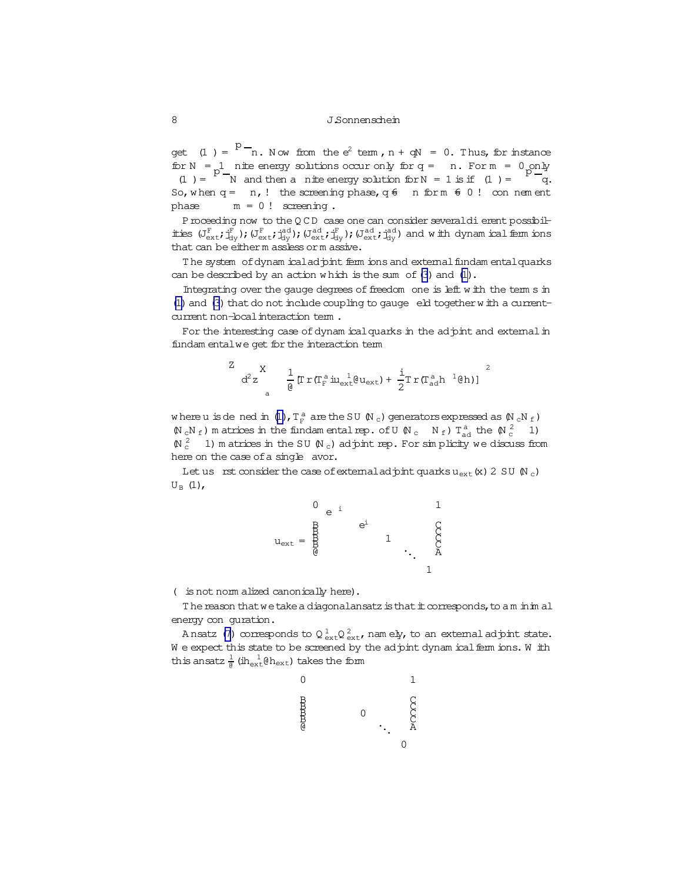get $(1-\lambda) = \sqrt{n}$. Now from the $e^2$ term, $n + qN = 0$. Thus, for instance for $N=1$ finite energy solutions occur only for $q = -n$. For $m = 0$ only $(1-\lambda) = \sqrt{N}$ and then a finite energy solution for $N = 1$ is if $(1-\lambda) = \sqrt{q}$. So, when $q = -n$, $\to$ the screening phase, $q \neq -n$ for $m \neq 0$ $\to$ confinement phase $m = 0$ $\to$ screening.

Proceeding now to the QCD case one can consider several different possibilities $(J^F_{ext}; j^F_{dy}); (J^F_{ext}; j^{ad}_{dy}); (J^{ad}_{ext}; j^F_{dy}); (J^{ad}_{ext}; j^{ad}_{dy})$ and with dynamical fermions that can be either massless or massive.

The system of dynamical adjoint fermions and external fundamental quarks can be described by an action which is the sum of (3) and (1).

Integrating over the gauge degrees of freedom one is left with the terms in (1) and (3) that do not include coupling to gauge field together with a current-current non-local interaction term.

For the interesting case of dynamical quarks in the adjoint and external in fundamental we get for the interaction term

$$\int d^2z \sum_a \left[\frac{1}{\partial}[Tr(T^a_F i u^{-1}_{ext}\partial u_{ext}) + \frac{i}{2}Tr(T^a_{ad} h^{-1}\partial h)]\right]^2$$

where $u$ is defined in (1), $T^a_F$ are the $SU(N_c)$ generators expressed as $(N_c N_f)\times(N_c N_f)$ matrices in the fundamental rep. of $U(N_c \times N_f)$ $T^a_{ad}$ the $(N_c^2-1)\times(N_c^2-1)$ matrices in the $SU(N_c)$ adjoint rep. For simplicity we discuss from here on the case of a single flavor.

Let us first consider the case of external adjoint quarks $u_{ext}(x) \in SU(N_c) \times U_B(1)$,

$$u_{ext} = \begin{pmatrix} e^{-i\phi} & & & \\ & e^{i\phi} & & \\ & & 1 & \\ & & & \ddots \\ & & & & 1 \end{pmatrix}$$

($\phi$ is not normalized canonically here).

The reason that we take a diagonal ansatz is that it corresponds, to a minimal energy configuration.

Ansatz (7) corresponds to $Q^1_{ext}\bar{Q}^2_{ext}$, namely, to an external adjoint state. We expect this state to be screened by the adjoint dynamical fermions. With this ansatz $\frac{1}{\partial}(ih^{-1}_{ext}\partial h_{ext})$ takes the form

$$\begin{pmatrix} \cdot & & & \\ & \cdot & & \\ & & 0 & \\ & & & \ddots \\ & & & & 0 \end{pmatrix}$$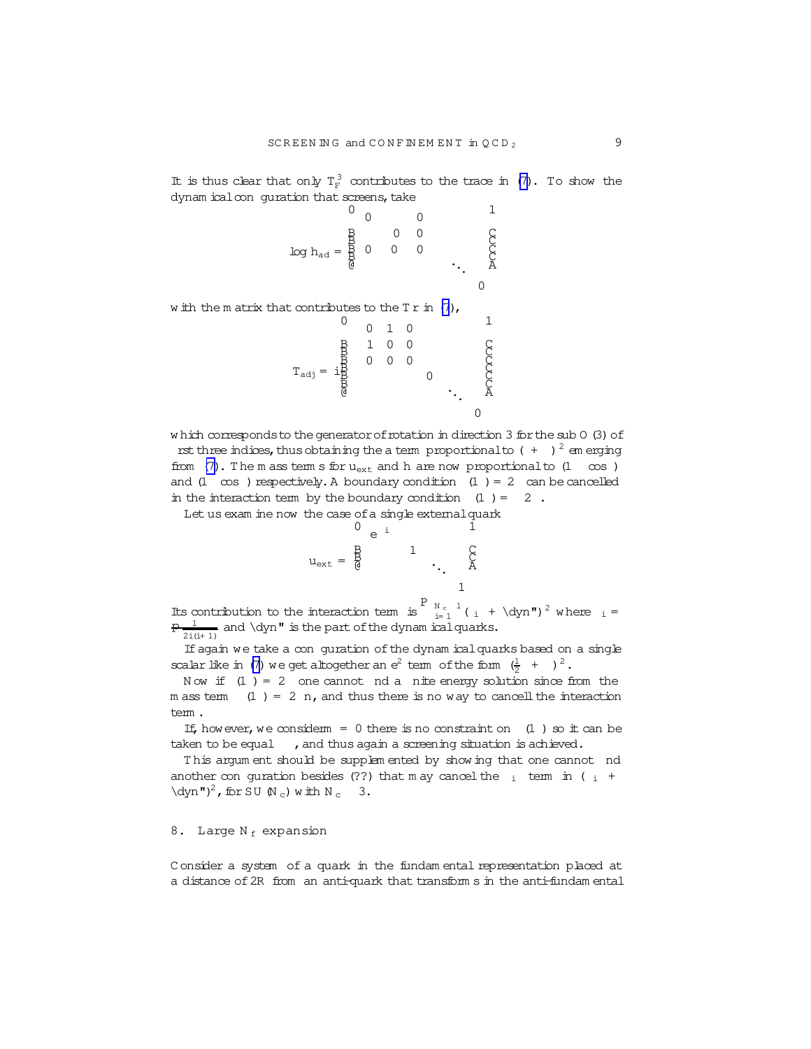It is thus clear that only $T_F^3$ contributes to the trace in (7). To show the dynamical configuration that screens, take

$$\log h_{ad} = \begin{pmatrix} \begin{matrix} 0 & 0 \\ 0 & 0 \\ 0 & 0 & 0 \end{matrix} & & \\ & \ddots & \\ & & 0 \end{pmatrix}$$

with the matrix that contributes to the Tr in (7),

$$T_{adj} = i \begin{pmatrix} \begin{matrix} 0 & 1 & 0 \\ 1 & 0 & 0 \\ 0 & 0 & 0 \end{matrix} & & \\ & 0 & \\ & & \ddots \\ & & & 0 \end{pmatrix}$$

which corresponds to the generator of rotation in direction 3 for the sub O (3) of first three indices, thus obtaining the a term proportional to $(\ + \ )^2$ emerging from (7). The mass terms for $u_{ext}$ and h are now proportional to $(1 \ \ \cos\ )$ and $(1 \ \ \cos\ )$ respectively. A boundary condition $(1\ ) = 2$ can be cancelled in the interaction term by the boundary condition $(1\ ) = \ \ 2\ $.

Let us examine now the case of a single external quark

$$u_{ext} = \begin{pmatrix} e^{i} & & & \\ & 1 & & \\ & & \ddots & \\ & & & 1 \end{pmatrix}$$

Its contribution to the interaction term is $\sum_{i=1}^{N_c - 1} (\ _i + \text{"dyn"})^2$ where $_i = \frac{1}{\sqrt{2i(i+1)}}$ and "dyn" is the part of the dynamical quarks.

If again we take a configuration of the dynamical quarks based on a single scalar like in (7) we get altogether an $e^2$ term of the form $(\frac{1}{2}\ +\ )^2$.

Now if $(1\ ) = 2$ one cannot find a finite energy solution since from the mass term $(1\ ) = 2\ n$, and thus there is no way to cancell the interaction term.

If, however, we consider $m = 0$ there is no constraint on $(1\ )$ so it can be taken to be equal $\ $, and thus again a screening situation is achieved.

This argument should be supplemented by showing that one cannot find another configuration besides (??) that may cancel the $_i$ term in $(\ _i + \text{"dyn"})^2$, for SU $(N_c)$ with $N_c \ \ 3$.

## 8. Large $N_f$ expansion

Consider a system of a quark in the fundamental representation placed at a distance of 2R from an anti-quark that transforms in the anti-fundamental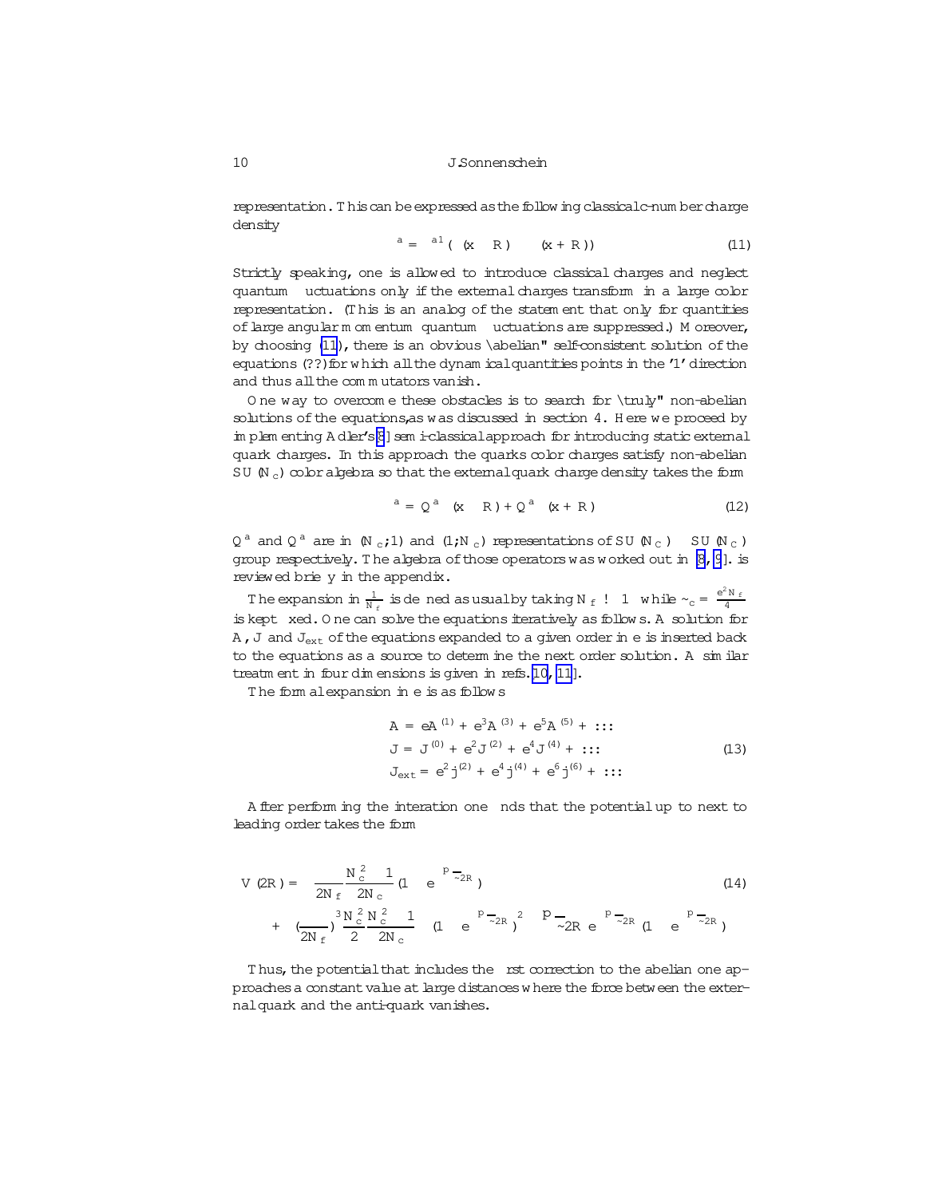representation. This can be expressed as the following classical c-number charge density

$$\rho^a = \delta^{a1}(\delta(x - R) - \delta(x + R)) \tag{11}$$

Strictly speaking, one is allowed to introduce classical charges and neglect quantum fluctuations only if the external charges transform in a large color representation. (This is an analog of the statement that only for quantities of large angular momentum quantum fluctuations are suppressed.) Moreover, by choosing (11), there is an obvious "abelian" self-consistent solution of the equations (??) for which all the dynamical quantities points in the '1' direction and thus all the commutators vanish.

One way to overcome these obstacles is to search for "truly" non-abelian solutions of the equations, as was discussed in section 4. Here we proceed by implementing Adler's[8] semi-classical approach for introducing static external quark charges. In this approach the quarks color charges satisfy non-abelian $SU(N_c)$ color algebra so that the external quark charge density takes the form

$$\rho^a = Q^a\,\delta(x - R) + \bar{Q}^a\,\delta(x + R) \tag{12}$$

$Q^a$ and $\bar{Q}^a$ are in $(N_c;1)$ and $(1;\bar{N}_c)$ representations of $SU(N_C) \otimes SU(N_C)$ group respectively. The algebra of those operators was worked out in [8, 9]. is reviewed briefly in the appendix.

The expansion in $\frac{1}{N_f}$ is defined as usual by taking $N_f \to \infty$ while $\tilde{\mu}_c = \frac{e^2 N_f}{4\pi}$ is kept fixed. One can solve the equations iteratively as follows. A solution for $A$, $J$ and $J_{ext}$ of the equations expanded to a given order in $e$ is inserted back to the equations as a source to determine the next order solution. A similar treatment in four dimensions is given in refs.[10, 11].

The formal expansion in $e$ is as follows

$$\begin{aligned}
A &= eA^{(1)} + e^3 A^{(3)} + e^5 A^{(5)} + \ldots \\
J &= J^{(0)} + e^2 J^{(2)} + e^4 J^{(4)} + \ldots \\
J_{ext} &= e^2 j^{(2)} + e^4 j^{(4)} + e^6 j^{(6)} + \ldots
\end{aligned} \tag{13}$$

After performing the interation one finds that the potential up to next to leading order takes the form

$$\begin{aligned}
V(2R) &= \frac{\pi}{2N_f}\frac{N_c^2 - 1}{2N_c}\left(1 - e^{-\sqrt{\tilde{\mu}}2R}\right) \\
&+ \left(\frac{\pi}{2N_f}\right)^3 \frac{N_c^2}{2}\frac{N_c^2 - 1}{2N_c}\left[\left(1 - e^{-\sqrt{\tilde{\mu}}2R}\right)^2 - \sqrt{\tilde{\mu}}2R\, e^{-\sqrt{\tilde{\mu}}2R}\left(1 - e^{-\sqrt{\tilde{\mu}}2R}\right)\right]
\end{aligned} \tag{14}$$

Thus, the potential that includes the first correction to the abelian one approaches a constant value at large distances where the force between the external quark and the anti-quark vanishes.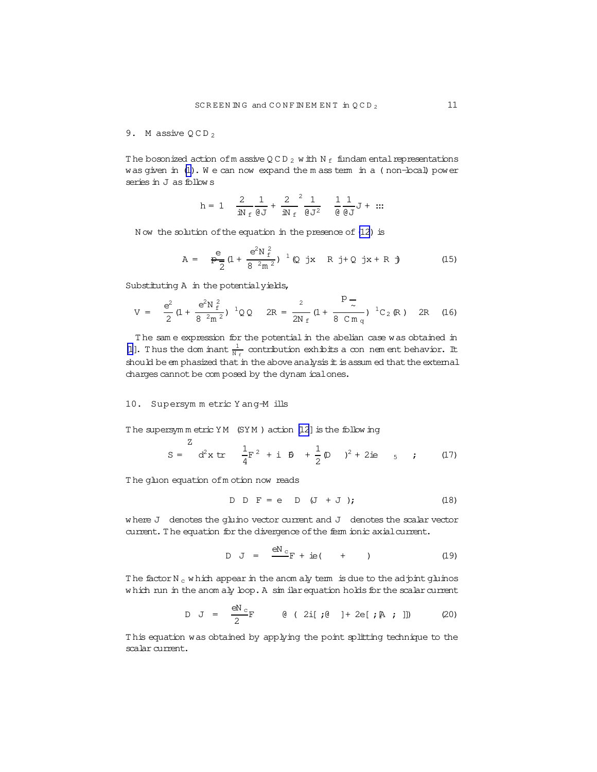## 9. Massive QCD$_2$

The bosonized action of massive QCD$_2$ with $N_f$ fundamental representations was given in [1]. We can now expand the mass term in a (non-local) power series in J as follows

$$h = 1 - \frac{2}{iN_f}\frac{1}{\partial J} + \left(\frac{2}{iN_f}\right)^2 \frac{1}{\partial J^2} \quad \frac{1}{\partial}\frac{1}{\partial J}J + \ldots$$

Now the solution of the equation in the presence of (12) is

$$A = \frac{e}{\sqrt{2}}\left(1 + \frac{e^2 N_f^2}{8\pi^2 m^2}\right)^{-1}(Q\,|x - R| + Q\,|x + R|) \tag{15}$$

Substituting A in the potential yields,

$$V = \frac{e^2}{2}\left(1 + \frac{e^2 N_f^2}{8\pi^2 m^2}\right)^{-1} Q Q \quad 2R = \frac{\mu^2}{2N_f}\left(1 + \frac{\sqrt{\pi}\,\tilde{\mu}}{8\pi C m_q}\right)^{-1} C_2(R) \quad 2R \tag{16}$$

The same expression for the potential in the abelian case was obtained in [1]. Thus the dominant $\frac{1}{N_f}$ contribution exhibits a confinement behavior. It should be emphasized that in the above analysis it is assumed that the external charges cannot be composed by the dynamical ones.

## 10. Supersymmetric Yang-Mills

The supersymmetric YM (SYM) action [12] is the following

$$S = \int d^2x \, \mathrm{tr}\left[\frac{1}{4}F^2 + i\bar{\psi}\not{D}\psi + \frac{1}{2}(D\phi)^2 + 2ie\,\phi\bar{\psi}\gamma_5\psi\right]; \tag{17}$$

The gluon equation of motion now reads

$$D\,D\,F = e\,D\,(J + J); \tag{18}$$

where J denotes the gluino vector current and J denotes the scalar vector current. The equation for the divergence of the fermionic axial current.

$$D\,J = \frac{eN_c}{\pi}F + ie(\quad + \quad) \tag{19}$$

The factor $N_c$ which appear in the anomaly term is due to the adjoint gluinos which run in the anomaly loop. A similar equation holds for the scalar current

$$D\,J = \frac{eN_c}{2}F \qquad \partial\,(\,2i[\,;\partial\quad] + 2e[\,;[A\,;\,]]) \tag{20}$$

This equation was obtained by applying the point splitting technique to the scalar current.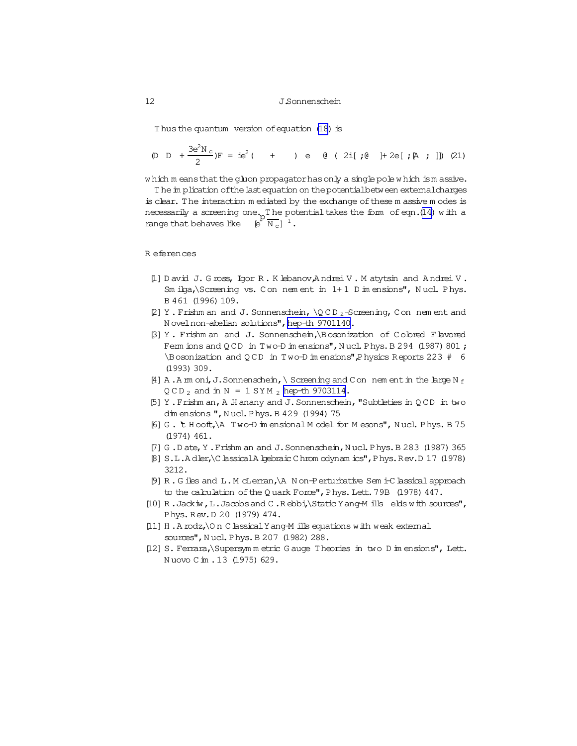Thus the quantum version of equation (18) is

$$(D_\mu D^\mu + \frac{3e^2 N_c}{2})F = ie^2(\ \ +\ \ )\ e\ \ @\ (\ 2i[\ ;@\ \ ]+ 2e[\ ;[A\ ;\ \ ]]) \quad (21)$$

which means that the gluon propagator has only a single pole which is massive.

The implication of the last equation on the potential between external charges is clear. The interaction mediated by the exchange of these massive modes is necessarily a screening one. The potential takes the form of eqn.(14) with a range that behaves like $[e\sqrt{N_c}]^{-1}$.

## References

[1] David J. Gross, Igor R. Klebanov, Andrei V. Matytsin and Andrei V. Smilga, "Screening vs. Confinement in 1+1 Dimensions", Nucl. Phys. B 461 (1996) 109.

[2] Y. Frishman and J. Sonnenschein, "$QCD_2$-Screening, Confinement and Novel non-abelian solutions", hep-th 9701140.

[3] Y. Frishman and J. Sonnenschein, "Bosonization of Colored Flavored Fermions and QCD in Two-Dimensions", Nucl. Phys. B 294 (1987) 801; "Bosonization and QCD in Two-Dimensions", Physics Reports 223 # 6 (1993) 309.

[4] A. Armoni, J. Sonnenschein, "Screening and Confinement in the large $N_f$ $QCD_2$ and in $N = 1$ $SYM_2$ hep-th 9703114.

[5] Y. Frishman, A. Hanany and J. Sonnenschein, "Subtleties in QCD in two dimensions", Nucl. Phys. B 429 (1994) 75

[6] G. 't Hooft, "A Two-Dimensional Model for Mesons", Nucl. Phys. B 75 (1974) 461.

[7] G. Date, Y. Frishman and J. Sonnenschein, Nucl. Phys. B 283 (1987) 365

[8] S.L. Adler, "Classical Algebraic Chromodynamics", Phys. Rev. D 17 (1978) 3212.

[9] R. Giles and L. McLerran, "A Non-Perturbative Semi-Classical approach to the calculation of the Quark Force", Phys. Lett. 79B (1978) 447.

[10] R. Jackiw, L. Jacobs and C. Rebbi, "Static Yang-Mills fields with sources", Phys. Rev. D 20 (1979) 474.

[11] H. Arodz, "On Classical Yang-Mills equations with weak external sources", Nucl. Phys. B 207 (1982) 288.

[12] S. Ferrara, "Supersymmetric Gauge Theories in two Dimensions", Lett. Nuovo Cim. 13 (1975) 629.